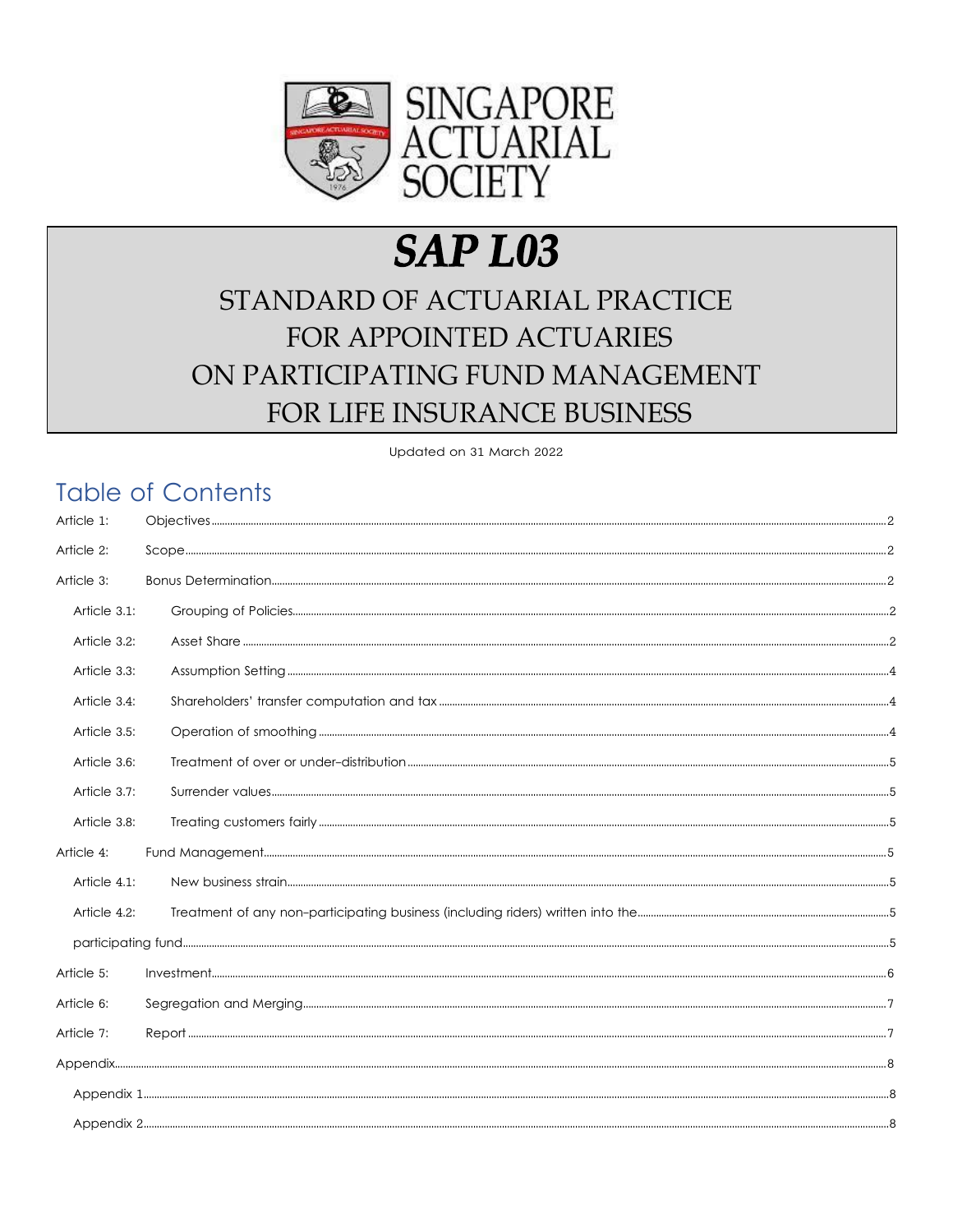SINGAPORE ACTUARIAL SOCIETY

# *SAP L03*

## STANDARD OF ACTUARIAL PRACTICE FOR APPOINTED ACTUARIES ON PARTICIPATING FUND MANAGEMENT FOR LIFE INSURANCE BUSINESS

Updated on 31 March 2022

## Table of Contents

| | | |
|---|---|---|
| Article 1: | Objectives | 2 |
| Article 2: | Scope | 2 |
| Article 3: | Bonus Determination | 2 |
| Article 3.1: | Grouping of Policies | 2 |
| Article 3.2: | Asset Share | 2 |
| Article 3.3: | Assumption Setting | 4 |
| Article 3.4: | Shareholders' transfer computation and tax | 4 |
| Article 3.5: | Operation of smoothing | 4 |
| Article 3.6: | Treatment of over or under-distribution | 5 |
| Article 3.7: | Surrender values | 5 |
| Article 3.8: | Treating customers fairly | 5 |
| Article 4: | Fund Management | 5 |
| Article 4.1: | New business strain | 5 |
| Article 4.2: | Treatment of any non-participating business (including riders) written into the participating fund | 5 |
| Article 5: | Investment | 6 |
| Article 6: | Segregation and Merging | 7 |
| Article 7: | Report | 7 |
| Appendix | | 8 |
| Appendix 1 | | 8 |
| Appendix 2 | | 8 |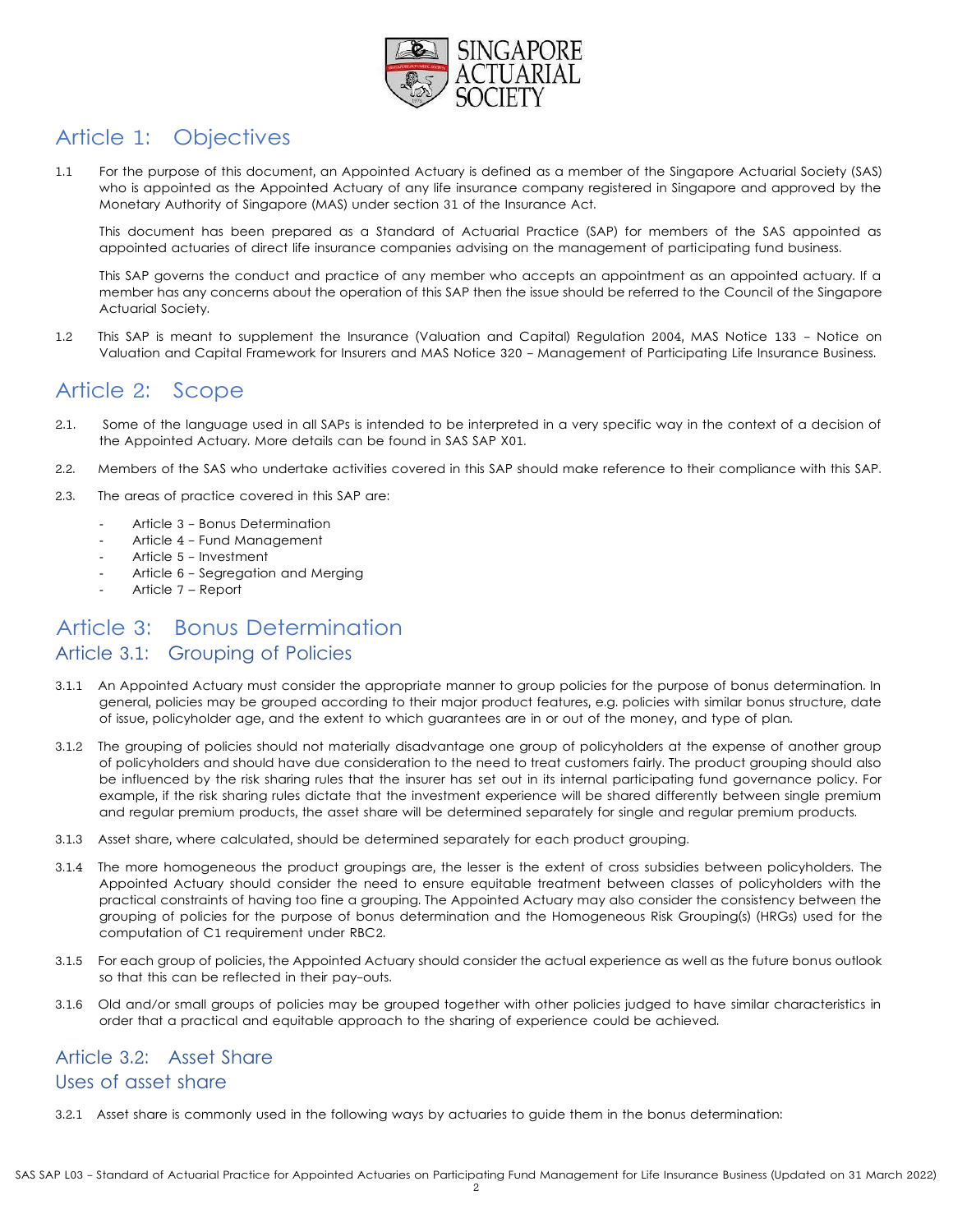# Article 1: Objectives

1.1 For the purpose of this document, an Appointed Actuary is defined as a member of the Singapore Actuarial Society (SAS) who is appointed as the Appointed Actuary of any life insurance company registered in Singapore and approved by the Monetary Authority of Singapore (MAS) under section 31 of the Insurance Act.

This document has been prepared as a Standard of Actuarial Practice (SAP) for members of the SAS appointed as appointed actuaries of direct life insurance companies advising on the management of participating fund business.

This SAP governs the conduct and practice of any member who accepts an appointment as an appointed actuary. If a member has any concerns about the operation of this SAP then the issue should be referred to the Council of the Singapore Actuarial Society.

1.2 This SAP is meant to supplement the Insurance (Valuation and Capital) Regulation 2004, MAS Notice 133 – Notice on Valuation and Capital Framework for Insurers and MAS Notice 320 – Management of Participating Life Insurance Business.

# Article 2: Scope

2.1. Some of the language used in all SAPs is intended to be interpreted in a very specific way in the context of a decision of the Appointed Actuary. More details can be found in SAS SAP X01.

2.2. Members of the SAS who undertake activities covered in this SAP should make reference to their compliance with this SAP.

2.3. The areas of practice covered in this SAP are:

- Article 3 – Bonus Determination
- Article 4 – Fund Management
- Article 5 – Investment
- Article 6 – Segregation and Merging
- Article 7 – Report

# Article 3: Bonus Determination

## Article 3.1: Grouping of Policies

3.1.1 An Appointed Actuary must consider the appropriate manner to group policies for the purpose of bonus determination. In general, policies may be grouped according to their major product features, e.g. policies with similar bonus structure, date of issue, policyholder age, and the extent to which guarantees are in or out of the money, and type of plan.

3.1.2 The grouping of policies should not materially disadvantage one group of policyholders at the expense of another group of policyholders and should have due consideration to the need to treat customers fairly. The product grouping should also be influenced by the risk sharing rules that the insurer has set out in its internal participating fund governance policy. For example, if the risk sharing rules dictate that the investment experience will be shared differently between single premium and regular premium products, the asset share will be determined separately for single and regular premium products.

3.1.3 Asset share, where calculated, should be determined separately for each product grouping.

3.1.4 The more homogeneous the product groupings are, the lesser is the extent of cross subsidies between policyholders. The Appointed Actuary should consider the need to ensure equitable treatment between classes of policyholders with the practical constraints of having too fine a grouping. The Appointed Actuary may also consider the consistency between the grouping of policies for the purpose of bonus determination and the Homogeneous Risk Grouping(s) (HRGs) used for the computation of C1 requirement under RBC2.

3.1.5 For each group of policies, the Appointed Actuary should consider the actual experience as well as the future bonus outlook so that this can be reflected in their pay-outs.

3.1.6 Old and/or small groups of policies may be grouped together with other policies judged to have similar characteristics in order that a practical and equitable approach to the sharing of experience could be achieved.

## Article 3.2: Asset Share

## Uses of asset share

3.2.1 Asset share is commonly used in the following ways by actuaries to guide them in the bonus determination: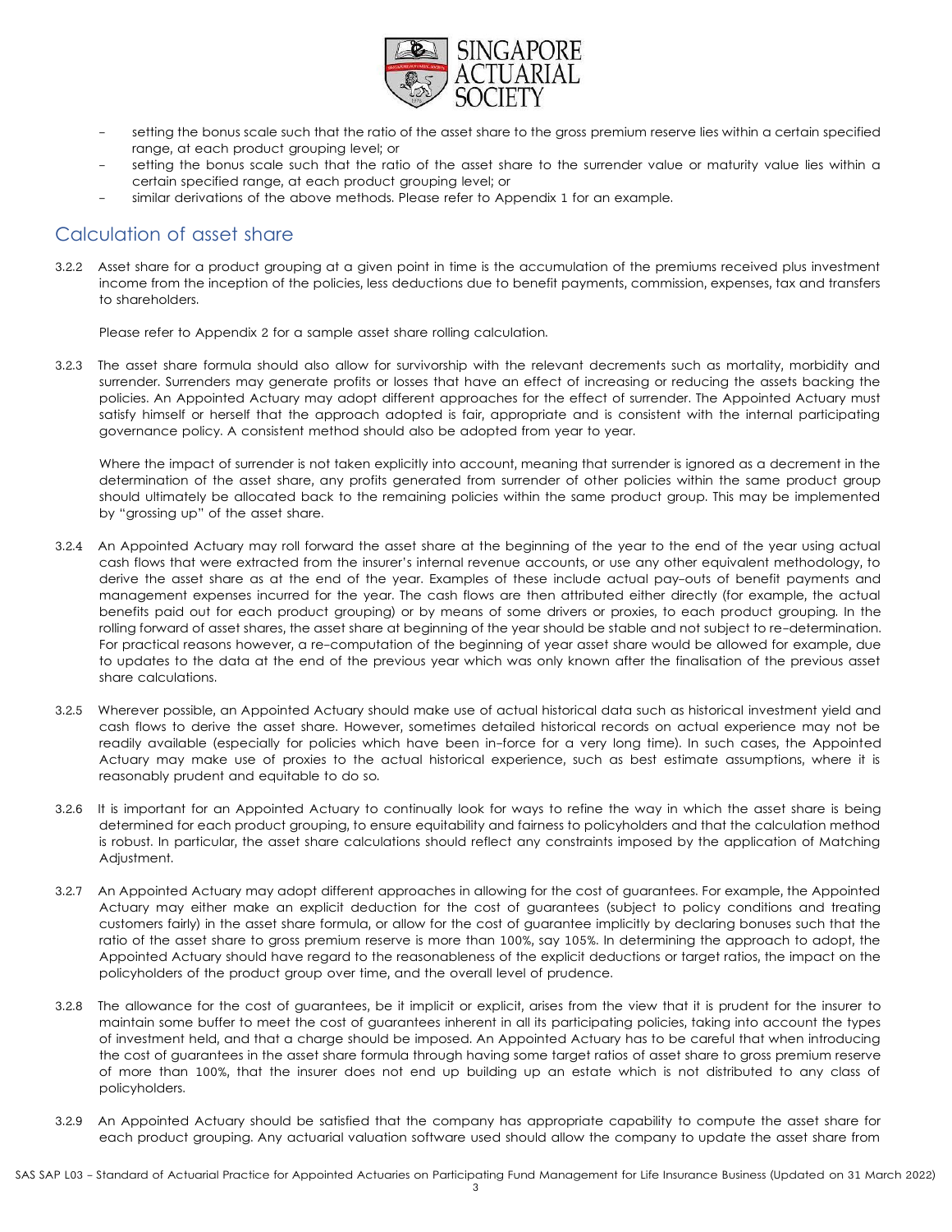- setting the bonus scale such that the ratio of the asset share to the gross premium reserve lies within a certain specified range, at each product grouping level; or
- setting the bonus scale such that the ratio of the asset share to the surrender value or maturity value lies within a certain specified range, at each product grouping level; or
- similar derivations of the above methods. Please refer to Appendix 1 for an example.

## Calculation of asset share

3.2.2 Asset share for a product grouping at a given point in time is the accumulation of the premiums received plus investment income from the inception of the policies, less deductions due to benefit payments, commission, expenses, tax and transfers to shareholders.

Please refer to Appendix 2 for a sample asset share rolling calculation.

3.2.3 The asset share formula should also allow for survivorship with the relevant decrements such as mortality, morbidity and surrender. Surrenders may generate profits or losses that have an effect of increasing or reducing the assets backing the policies. An Appointed Actuary may adopt different approaches for the effect of surrender. The Appointed Actuary must satisfy himself or herself that the approach adopted is fair, appropriate and is consistent with the internal participating governance policy. A consistent method should also be adopted from year to year.

Where the impact of surrender is not taken explicitly into account, meaning that surrender is ignored as a decrement in the determination of the asset share, any profits generated from surrender of other policies within the same product group should ultimately be allocated back to the remaining policies within the same product group. This may be implemented by "grossing up" of the asset share.

3.2.4 An Appointed Actuary may roll forward the asset share at the beginning of the year to the end of the year using actual cash flows that were extracted from the insurer's internal revenue accounts, or use any other equivalent methodology, to derive the asset share as at the end of the year. Examples of these include actual pay-outs of benefit payments and management expenses incurred for the year. The cash flows are then attributed either directly (for example, the actual benefits paid out for each product grouping) or by means of some drivers or proxies, to each product grouping. In the rolling forward of asset shares, the asset share at beginning of the year should be stable and not subject to re-determination. For practical reasons however, a re-computation of the beginning of year asset share would be allowed for example, due to updates to the data at the end of the previous year which was only known after the finalisation of the previous asset share calculations.

3.2.5 Wherever possible, an Appointed Actuary should make use of actual historical data such as historical investment yield and cash flows to derive the asset share. However, sometimes detailed historical records on actual experience may not be readily available (especially for policies which have been in-force for a very long time). In such cases, the Appointed Actuary may make use of proxies to the actual historical experience, such as best estimate assumptions, where it is reasonably prudent and equitable to do so.

3.2.6 It is important for an Appointed Actuary to continually look for ways to refine the way in which the asset share is being determined for each product grouping, to ensure equitability and fairness to policyholders and that the calculation method is robust. In particular, the asset share calculations should reflect any constraints imposed by the application of Matching Adjustment.

3.2.7 An Appointed Actuary may adopt different approaches in allowing for the cost of guarantees. For example, the Appointed Actuary may either make an explicit deduction for the cost of guarantees (subject to policy conditions and treating customers fairly) in the asset share formula, or allow for the cost of guarantee implicitly by declaring bonuses such that the ratio of the asset share to gross premium reserve is more than 100%, say 105%. In determining the approach to adopt, the Appointed Actuary should have regard to the reasonableness of the explicit deductions or target ratios, the impact on the policyholders of the product group over time, and the overall level of prudence.

3.2.8 The allowance for the cost of guarantees, be it implicit or explicit, arises from the view that it is prudent for the insurer to maintain some buffer to meet the cost of guarantees inherent in all its participating policies, taking into account the types of investment held, and that a charge should be imposed. An Appointed Actuary has to be careful that when introducing the cost of guarantees in the asset share formula through having some target ratios of asset share to gross premium reserve of more than 100%, that the insurer does not end up building up an estate which is not distributed to any class of policyholders.

3.2.9 An Appointed Actuary should be satisfied that the company has appropriate capability to compute the asset share for each product grouping. Any actuarial valuation software used should allow the company to update the asset share from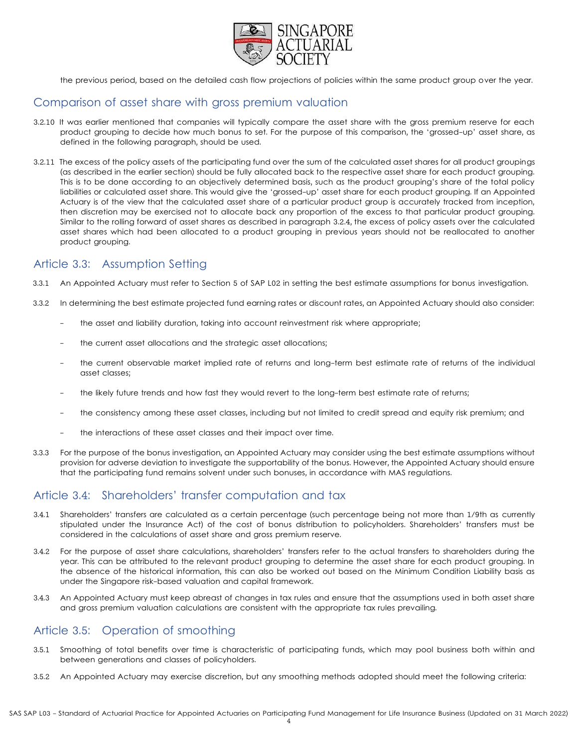the previous period, based on the detailed cash flow projections of policies within the same product group over the year.

## Comparison of asset share with gross premium valuation

3.2.10 It was earlier mentioned that companies will typically compare the asset share with the gross premium reserve for each product grouping to decide how much bonus to set. For the purpose of this comparison, the 'grossed-up' asset share, as defined in the following paragraph, should be used.

3.2.11 The excess of the policy assets of the participating fund over the sum of the calculated asset shares for all product groupings (as described in the earlier section) should be fully allocated back to the respective asset share for each product grouping. This is to be done according to an objectively determined basis, such as the product grouping's share of the total policy liabilities or calculated asset share. This would give the 'grossed-up' asset share for each product grouping. If an Appointed Actuary is of the view that the calculated asset share of a particular product group is accurately tracked from inception, then discretion may be exercised not to allocate back any proportion of the excess to that particular product grouping. Similar to the rolling forward of asset shares as described in paragraph 3.2.4, the excess of policy assets over the calculated asset shares which had been allocated to a product grouping in previous years should not be reallocated to another product grouping.

## Article 3.3: Assumption Setting

3.3.1 An Appointed Actuary must refer to Section 5 of SAP L02 in setting the best estimate assumptions for bonus investigation.

3.3.2 In determining the best estimate projected fund earning rates or discount rates, an Appointed Actuary should also consider:

- the asset and liability duration, taking into account reinvestment risk where appropriate;
- the current asset allocations and the strategic asset allocations;
- the current observable market implied rate of returns and long-term best estimate rate of returns of the individual asset classes;
- the likely future trends and how fast they would revert to the long-term best estimate rate of returns;
- the consistency among these asset classes, including but not limited to credit spread and equity risk premium; and
- the interactions of these asset classes and their impact over time.

3.3.3 For the purpose of the bonus investigation, an Appointed Actuary may consider using the best estimate assumptions without provision for adverse deviation to investigate the supportability of the bonus. However, the Appointed Actuary should ensure that the participating fund remains solvent under such bonuses, in accordance with MAS regulations.

## Article 3.4: Shareholders' transfer computation and tax

3.4.1 Shareholders' transfers are calculated as a certain percentage (such percentage being not more than 1/9th as currently stipulated under the Insurance Act) of the cost of bonus distribution to policyholders. Shareholders' transfers must be considered in the calculations of asset share and gross premium reserve.

3.4.2 For the purpose of asset share calculations, shareholders' transfers refer to the actual transfers to shareholders during the year. This can be attributed to the relevant product grouping to determine the asset share for each product grouping. In the absence of the historical information, this can also be worked out based on the Minimum Condition Liability basis as under the Singapore risk-based valuation and capital framework.

3.4.3 An Appointed Actuary must keep abreast of changes in tax rules and ensure that the assumptions used in both asset share and gross premium valuation calculations are consistent with the appropriate tax rules prevailing.

## Article 3.5: Operation of smoothing

3.5.1 Smoothing of total benefits over time is characteristic of participating funds, which may pool business both within and between generations and classes of policyholders.

3.5.2 An Appointed Actuary may exercise discretion, but any smoothing methods adopted should meet the following criteria: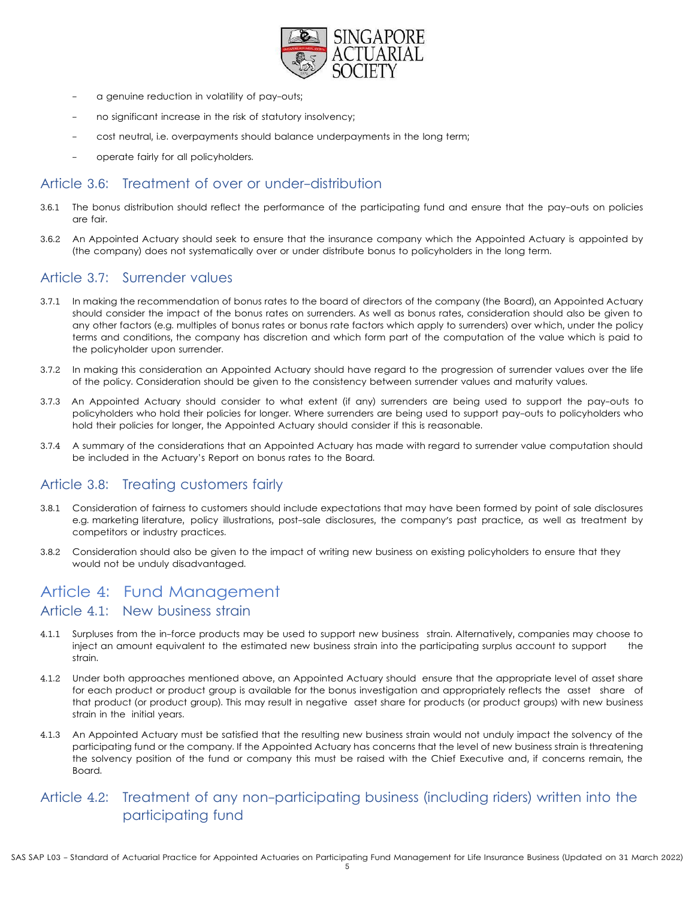- a genuine reduction in volatility of pay-outs;
- no significant increase in the risk of statutory insolvency;
- cost neutral, i.e. overpayments should balance underpayments in the long term;
- operate fairly for all policyholders.

## Article 3.6: Treatment of over or under-distribution

3.6.1 The bonus distribution should reflect the performance of the participating fund and ensure that the pay-outs on policies are fair.

3.6.2 An Appointed Actuary should seek to ensure that the insurance company which the Appointed Actuary is appointed by (the company) does not systematically over or under distribute bonus to policyholders in the long term.

## Article 3.7: Surrender values

3.7.1 In making the recommendation of bonus rates to the board of directors of the company (the Board), an Appointed Actuary should consider the impact of the bonus rates on surrenders. As well as bonus rates, consideration should also be given to any other factors (e.g. multiples of bonus rates or bonus rate factors which apply to surrenders) over which, under the policy terms and conditions, the company has discretion and which form part of the computation of the value which is paid to the policyholder upon surrender.

3.7.2 In making this consideration an Appointed Actuary should have regard to the progression of surrender values over the life of the policy. Consideration should be given to the consistency between surrender values and maturity values.

3.7.3 An Appointed Actuary should consider to what extent (if any) surrenders are being used to support the pay-outs to policyholders who hold their policies for longer. Where surrenders are being used to support pay-outs to policyholders who hold their policies for longer, the Appointed Actuary should consider if this is reasonable.

3.7.4 A summary of the considerations that an Appointed Actuary has made with regard to surrender value computation should be included in the Actuary's Report on bonus rates to the Board.

## Article 3.8: Treating customers fairly

3.8.1 Consideration of fairness to customers should include expectations that may have been formed by point of sale disclosures e.g. marketing literature, policy illustrations, post-sale disclosures, the company's past practice, as well as treatment by competitors or industry practices.

3.8.2 Consideration should also be given to the impact of writing new business on existing policyholders to ensure that they would not be unduly disadvantaged.

# Article 4: Fund Management

## Article 4.1: New business strain

4.1.1 Surpluses from the in-force products may be used to support new business strain. Alternatively, companies may choose to inject an amount equivalent to the estimated new business strain into the participating surplus account to support the strain.

4.1.2 Under both approaches mentioned above, an Appointed Actuary should ensure that the appropriate level of asset share for each product or product group is available for the bonus investigation and appropriately reflects the asset share of that product (or product group). This may result in negative asset share for products (or product groups) with new business strain in the initial years.

4.1.3 An Appointed Actuary must be satisfied that the resulting new business strain would not unduly impact the solvency of the participating fund or the company. If the Appointed Actuary has concerns that the level of new business strain is threatening the solvency position of the fund or company this must be raised with the Chief Executive and, if concerns remain, the Board.

## Article 4.2: Treatment of any non-participating business (including riders) written into the participating fund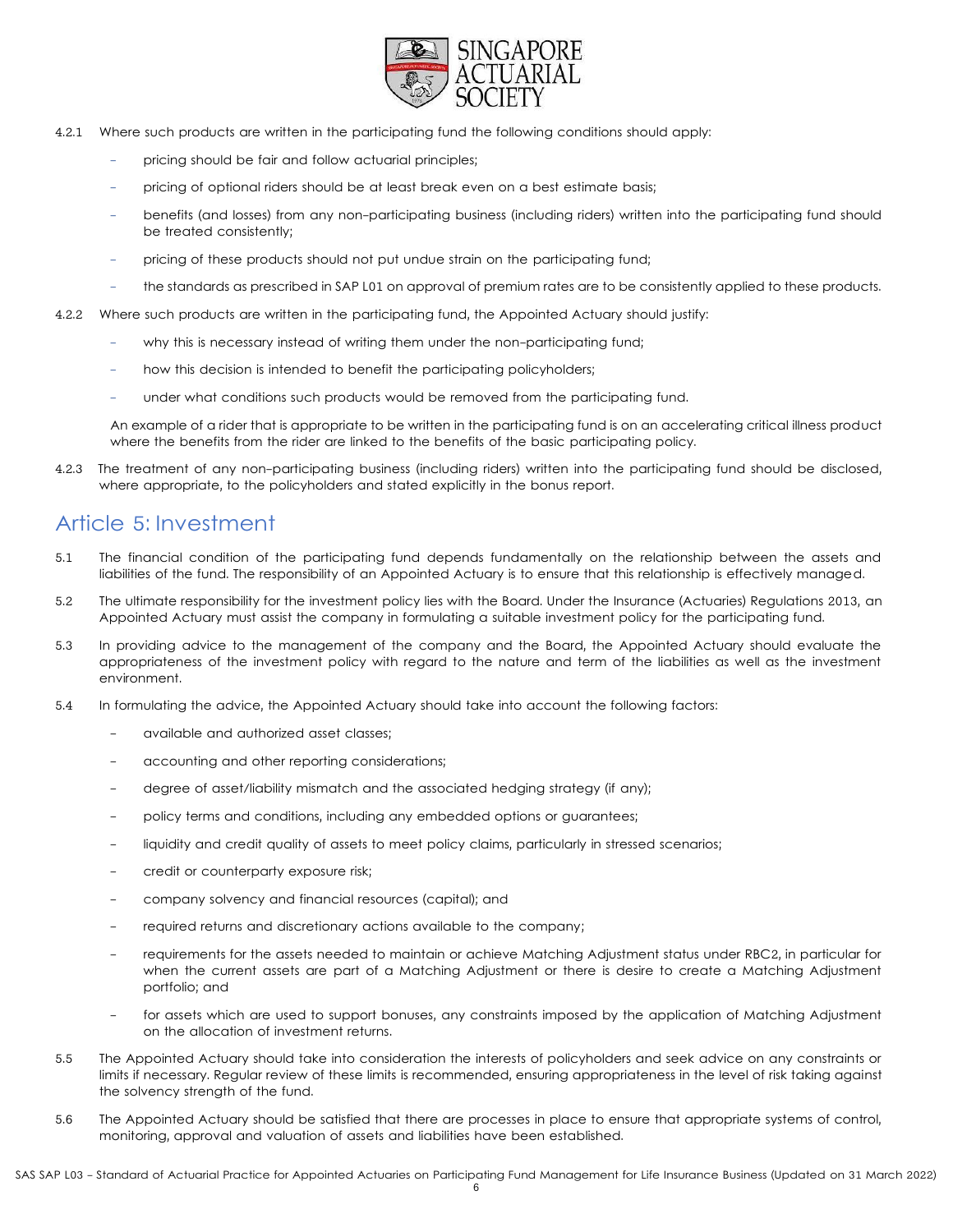4.2.1 Where such products are written in the participating fund the following conditions should apply:

- pricing should be fair and follow actuarial principles;
- pricing of optional riders should be at least break even on a best estimate basis;
- benefits (and losses) from any non-participating business (including riders) written into the participating fund should be treated consistently;
- pricing of these products should not put undue strain on the participating fund;
- the standards as prescribed in SAP L01 on approval of premium rates are to be consistently applied to these products.

4.2.2 Where such products are written in the participating fund, the Appointed Actuary should justify:

- why this is necessary instead of writing them under the non-participating fund;
- how this decision is intended to benefit the participating policyholders;
- under what conditions such products would be removed from the participating fund.

An example of a rider that is appropriate to be written in the participating fund is on an accelerating critical illness product where the benefits from the rider are linked to the benefits of the basic participating policy.

4.2.3 The treatment of any non-participating business (including riders) written into the participating fund should be disclosed, where appropriate, to the policyholders and stated explicitly in the bonus report.

## Article 5: Investment

5.1 The financial condition of the participating fund depends fundamentally on the relationship between the assets and liabilities of the fund. The responsibility of an Appointed Actuary is to ensure that this relationship is effectively managed.

5.2 The ultimate responsibility for the investment policy lies with the Board. Under the Insurance (Actuaries) Regulations 2013, an Appointed Actuary must assist the company in formulating a suitable investment policy for the participating fund.

5.3 In providing advice to the management of the company and the Board, the Appointed Actuary should evaluate the appropriateness of the investment policy with regard to the nature and term of the liabilities as well as the investment environment.

5.4 In formulating the advice, the Appointed Actuary should take into account the following factors:

- available and authorized asset classes;
- accounting and other reporting considerations;
- degree of asset/liability mismatch and the associated hedging strategy (if any);
- policy terms and conditions, including any embedded options or guarantees;
- liquidity and credit quality of assets to meet policy claims, particularly in stressed scenarios;
- credit or counterparty exposure risk;
- company solvency and financial resources (capital); and
- required returns and discretionary actions available to the company;
- requirements for the assets needed to maintain or achieve Matching Adjustment status under RBC2, in particular for when the current assets are part of a Matching Adjustment or there is desire to create a Matching Adjustment portfolio; and
- for assets which are used to support bonuses, any constraints imposed by the application of Matching Adjustment on the allocation of investment returns.

5.5 The Appointed Actuary should take into consideration the interests of policyholders and seek advice on any constraints or limits if necessary. Regular review of these limits is recommended, ensuring appropriateness in the level of risk taking against the solvency strength of the fund.

5.6 The Appointed Actuary should be satisfied that there are processes in place to ensure that appropriate systems of control, monitoring, approval and valuation of assets and liabilities have been established.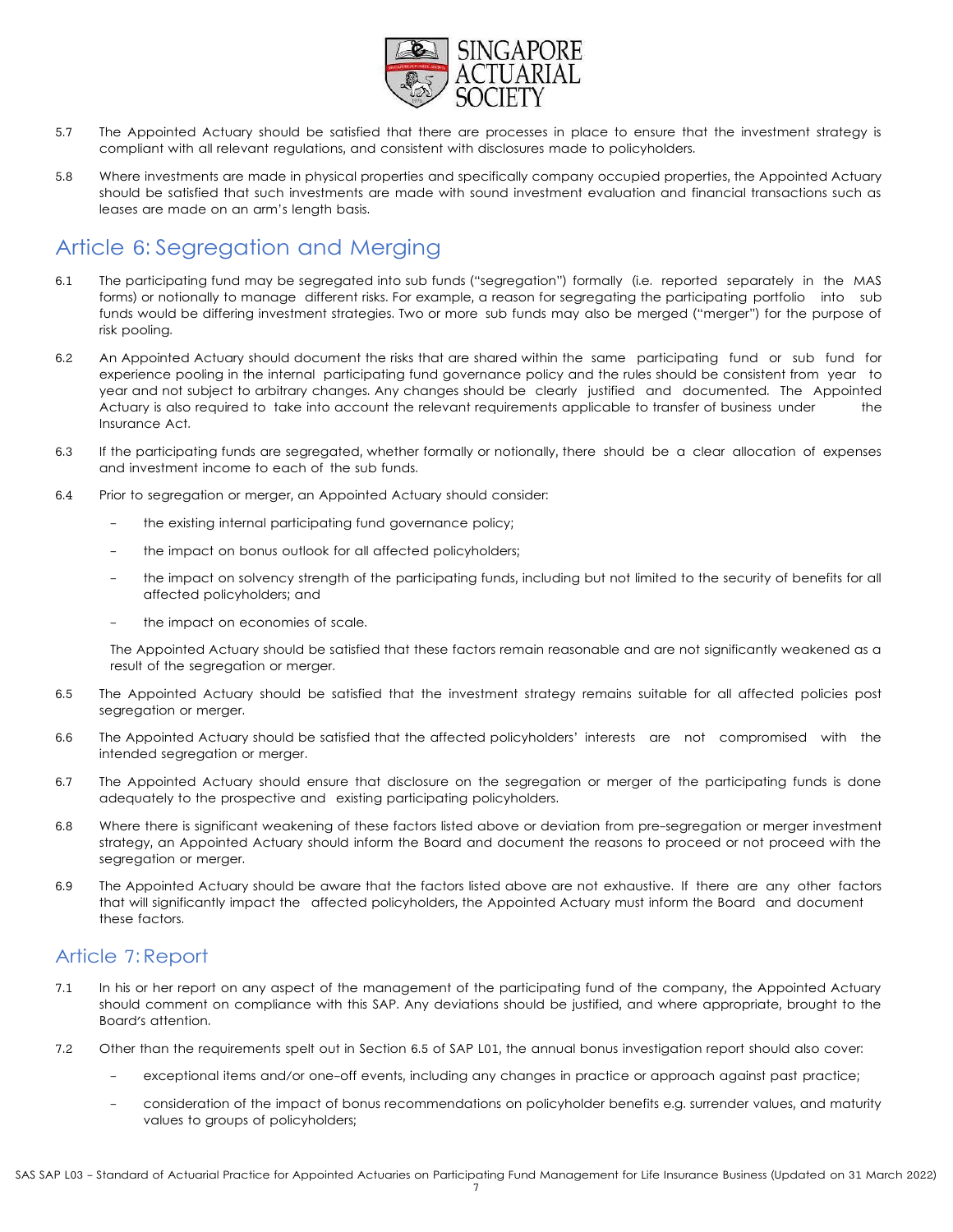5.7 The Appointed Actuary should be satisfied that there are processes in place to ensure that the investment strategy is compliant with all relevant regulations, and consistent with disclosures made to policyholders.

5.8 Where investments are made in physical properties and specifically company occupied properties, the Appointed Actuary should be satisfied that such investments are made with sound investment evaluation and financial transactions such as leases are made on an arm's length basis.

## Article 6: Segregation and Merging

6.1 The participating fund may be segregated into sub funds ("segregation") formally (i.e. reported separately in the MAS forms) or notionally to manage different risks. For example, a reason for segregating the participating portfolio into sub funds would be differing investment strategies. Two or more sub funds may also be merged ("merger") for the purpose of risk pooling.

6.2 An Appointed Actuary should document the risks that are shared within the same participating fund or sub fund for experience pooling in the internal participating fund governance policy and the rules should be consistent from year to year and not subject to arbitrary changes. Any changes should be clearly justified and documented. The Appointed Actuary is also required to take into account the relevant requirements applicable to transfer of business under the Insurance Act.

6.3 If the participating funds are segregated, whether formally or notionally, there should be a clear allocation of expenses and investment income to each of the sub funds.

6.4 Prior to segregation or merger, an Appointed Actuary should consider:

- the existing internal participating fund governance policy;
- the impact on bonus outlook for all affected policyholders;
- the impact on solvency strength of the participating funds, including but not limited to the security of benefits for all affected policyholders; and
- the impact on economies of scale.

The Appointed Actuary should be satisfied that these factors remain reasonable and are not significantly weakened as a result of the segregation or merger.

6.5 The Appointed Actuary should be satisfied that the investment strategy remains suitable for all affected policies post segregation or merger.

6.6 The Appointed Actuary should be satisfied that the affected policyholders' interests are not compromised with the intended segregation or merger.

6.7 The Appointed Actuary should ensure that disclosure on the segregation or merger of the participating funds is done adequately to the prospective and existing participating policyholders.

6.8 Where there is significant weakening of these factors listed above or deviation from pre-segregation or merger investment strategy, an Appointed Actuary should inform the Board and document the reasons to proceed or not proceed with the segregation or merger.

6.9 The Appointed Actuary should be aware that the factors listed above are not exhaustive. If there are any other factors that will significantly impact the affected policyholders, the Appointed Actuary must inform the Board and document these factors.

## Article 7: Report

7.1 In his or her report on any aspect of the management of the participating fund of the company, the Appointed Actuary should comment on compliance with this SAP. Any deviations should be justified, and where appropriate, brought to the Board's attention.

7.2 Other than the requirements spelt out in Section 6.5 of SAP L01, the annual bonus investigation report should also cover:

- exceptional items and/or one-off events, including any changes in practice or approach against past practice;
- consideration of the impact of bonus recommendations on policyholder benefits e.g. surrender values, and maturity values to groups of policyholders;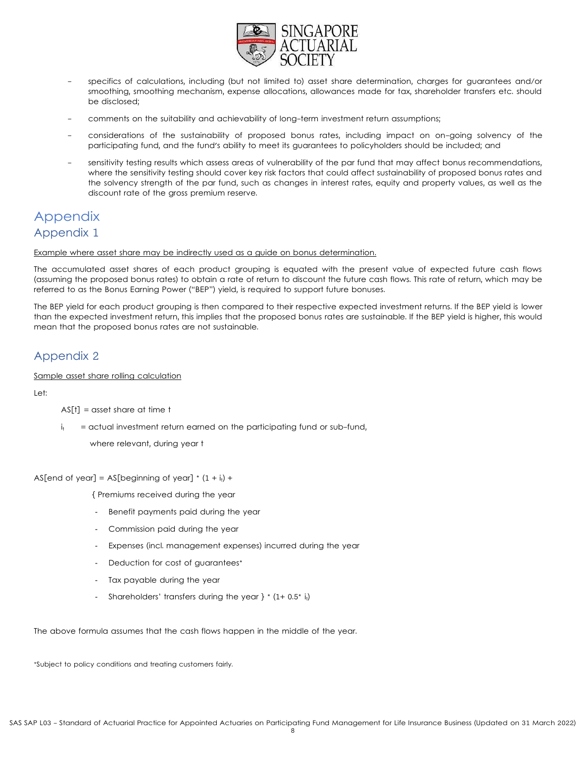- specifics of calculations, including (but not limited to) asset share determination, charges for guarantees and/or smoothing, smoothing mechanism, expense allocations, allowances made for tax, shareholder transfers etc. should be disclosed;
- comments on the suitability and achievability of long-term investment return assumptions;
- considerations of the sustainability of proposed bonus rates, including impact on on-going solvency of the participating fund, and the fund's ability to meet its guarantees to policyholders should be included; and
- sensitivity testing results which assess areas of vulnerability of the par fund that may affect bonus recommendations, where the sensitivity testing should cover key risk factors that could affect sustainability of proposed bonus rates and the solvency strength of the par fund, such as changes in interest rates, equity and property values, as well as the discount rate of the gross premium reserve.

# Appendix

## Appendix 1

Example where asset share may be indirectly used as a guide on bonus determination.

The accumulated asset shares of each product grouping is equated with the present value of expected future cash flows (assuming the proposed bonus rates) to obtain a rate of return to discount the future cash flows. This rate of return, which may be referred to as the Bonus Earning Power ("BEP") yield, is required to support future bonuses.

The BEP yield for each product grouping is then compared to their respective expected investment returns. If the BEP yield is lower than the expected investment return, this implies that the proposed bonus rates are sustainable. If the BEP yield is higher, this would mean that the proposed bonus rates are not sustainable.

## Appendix 2

Sample asset share rolling calculation

Let:

AS[t] = asset share at time t

$i_t$ = actual investment return earned on the participating fund or sub-fund, where relevant, during year t

AS[end of year] = AS[beginning of year] * $(1 + i_t)$ +

{ Premiums received during the year

- Benefit payments paid during the year
- Commission paid during the year
- Expenses (incl. management expenses) incurred during the year
- Deduction for cost of guarantees*
- Tax payable during the year
- Shareholders' transfers during the year } * $(1+ 0.5* i_t)$

The above formula assumes that the cash flows happen in the middle of the year.

*Subject to policy conditions and treating customers fairly.